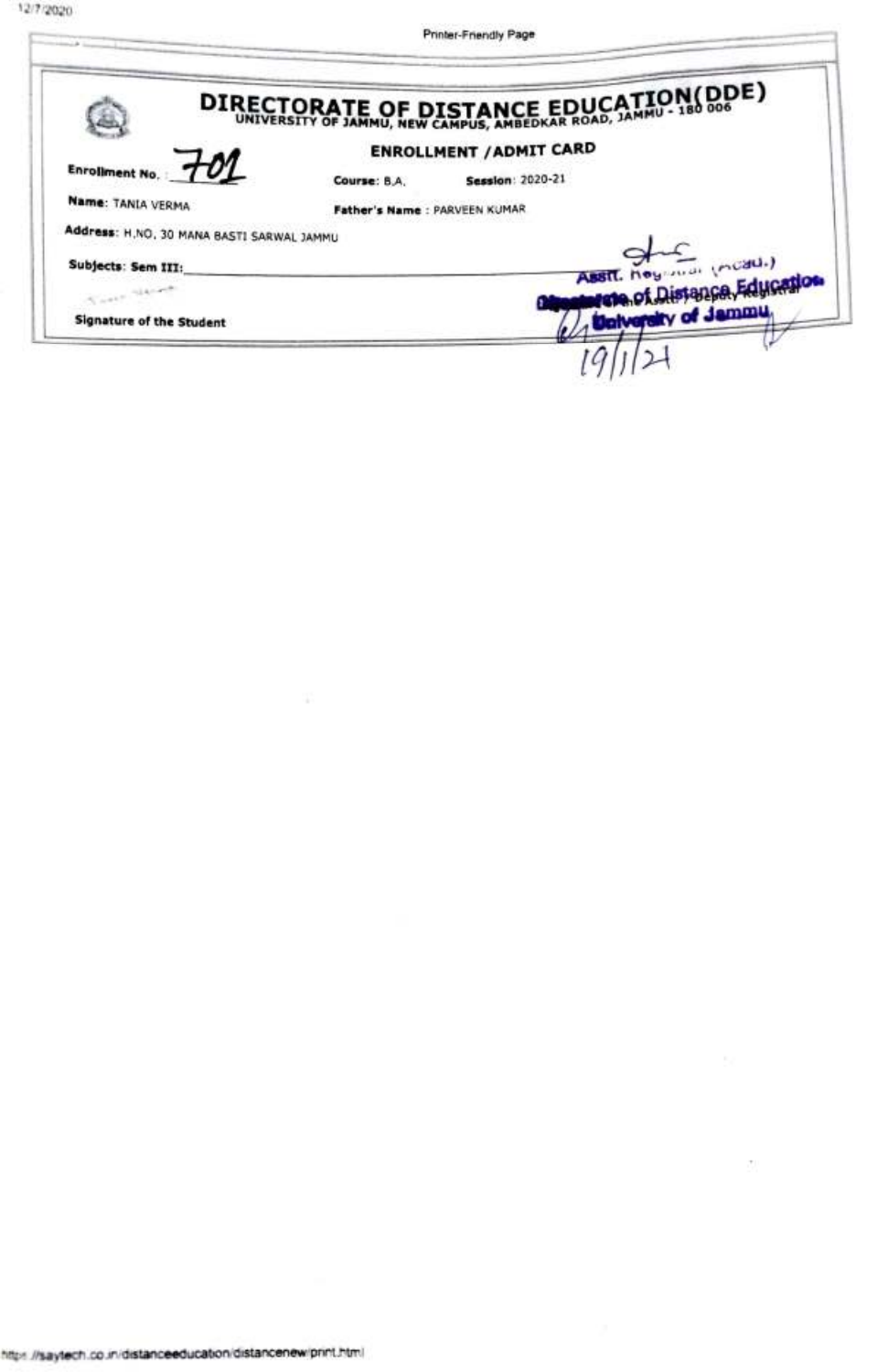# DIRECTORATE OF DISTANCE EDUCATION(DDE)

UNIVERSITY OF JAMMU, NEW CAMPUS, AMBEDKAR ROAD, JAMMU - 180 006

## ENROLLMENT / ADMIT CARD

**Enrollment No.** 701

**Course:** B.A. **Session:** 2020-21

**Name:** TANIA VERMA

**Father's Name** : PARVEEN KUMAR

**Address:** H.NO. 30 MANA BASTI SARWAL JAMMU

**Subjects: Sem III:**

**Signature of the Student**

Asstt. Registrar (Acad.)
Directorate of Distance Education
University of Jammu
19/1/21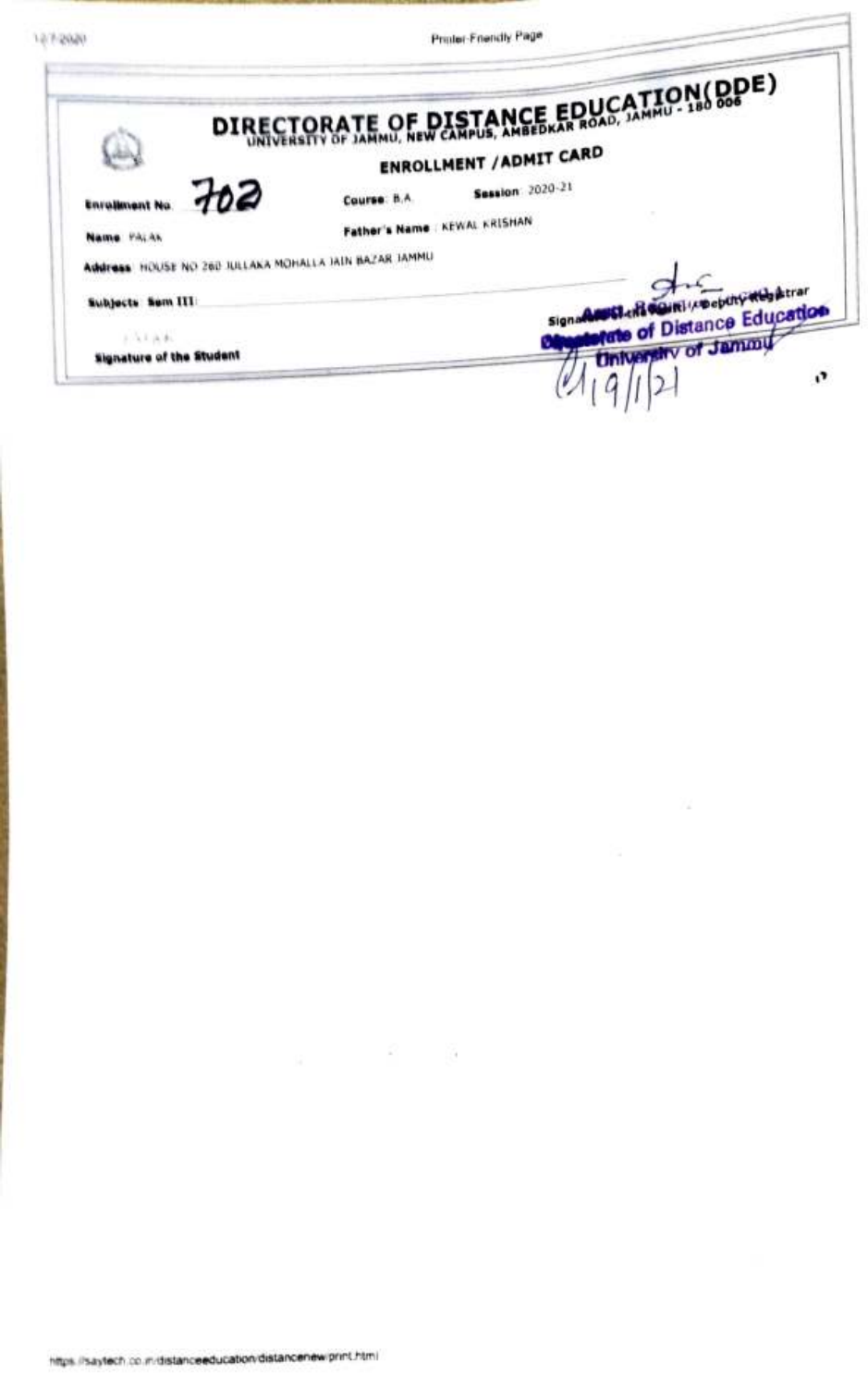# DIRECTORATE OF DISTANCE EDUCATION(DDE)

UNIVERSITY OF JAMMU, NEW CAMPUS, AMBEDKAR ROAD, JAMMU - 180 006

## ENROLLMENT / ADMIT CARD

**Enrollment No.** 702 **Course:** B.A. **Session:** 2020-21

**Name:** PALAK **Father's Name:** KEWAL KRISHAN

**Address:** HOUSE NO 260 JULLAKA MOHALLA JAIN BAZAR JAMMU

**Subjects Sem III:**

PALAK

**Signature of the Student**

Signature of Asstt. Registrar / Deputy Registrar

Directorate of Distance Education
University of Jammu

4/9/1/21

https://saytech.co.in/distanceeducation/distancenew/print.html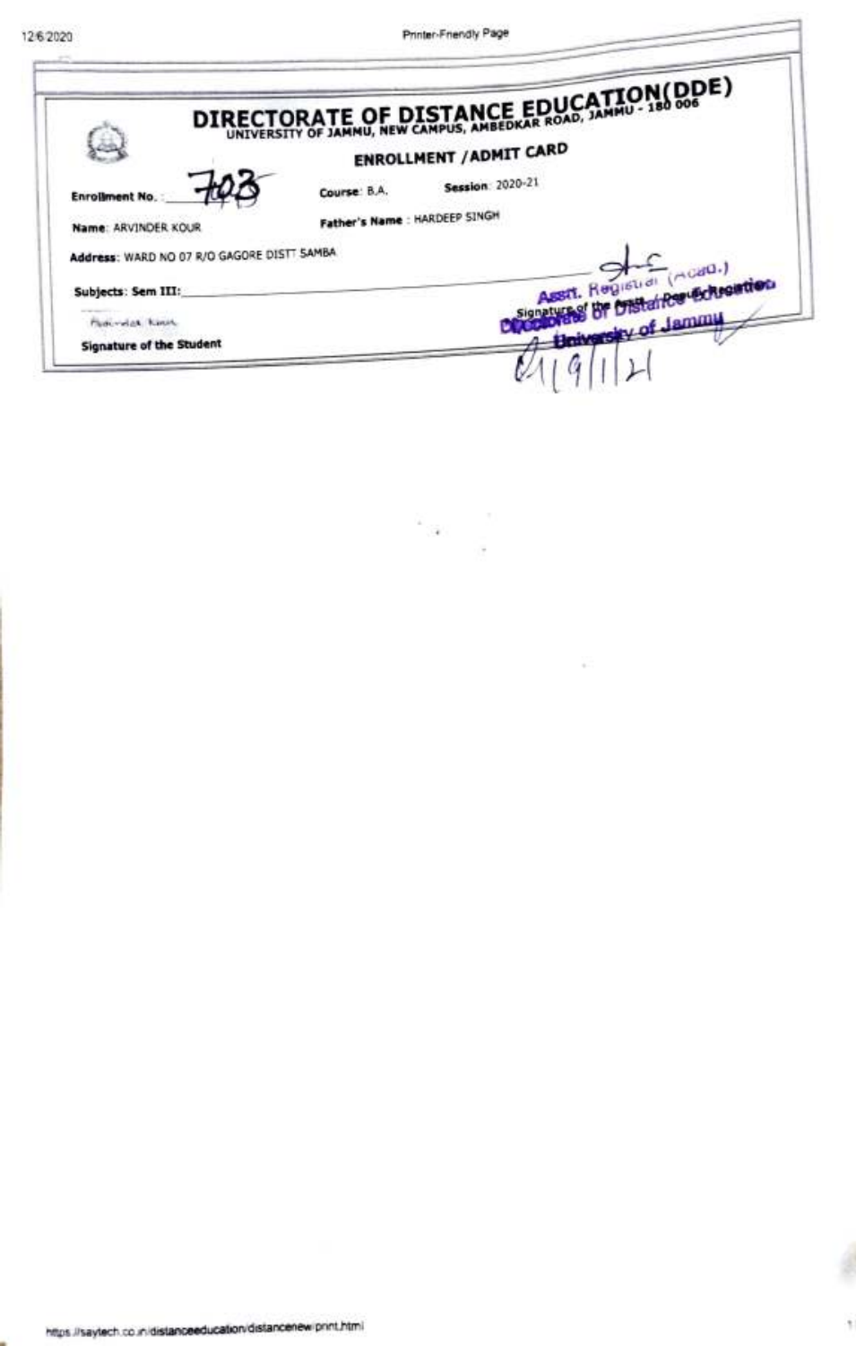# DIRECTORATE OF DISTANCE EDUCATION(DDE)

UNIVERSITY OF JAMMU, NEW CAMPUS, AMBEDKAR ROAD, JAMMU - 180 006

## ENROLLMENT / ADMIT CARD

**Enrollment No.** 703 **Course**: B.A. **Session**: 2020-21

**Name**: ARVINDER KOUR **Father's Name** : HARDEEP SINGH

**Address**: WARD NO 07 R/O GAGORE DISTT SAMBA

**Subjects: Sem III:**

Asstt. Registrar (Acad.)
Signature of the Asstt. Deputy Registrar
Directorate of Distance Education
University of Jammu
21/9/1/21

**Signature of the Student**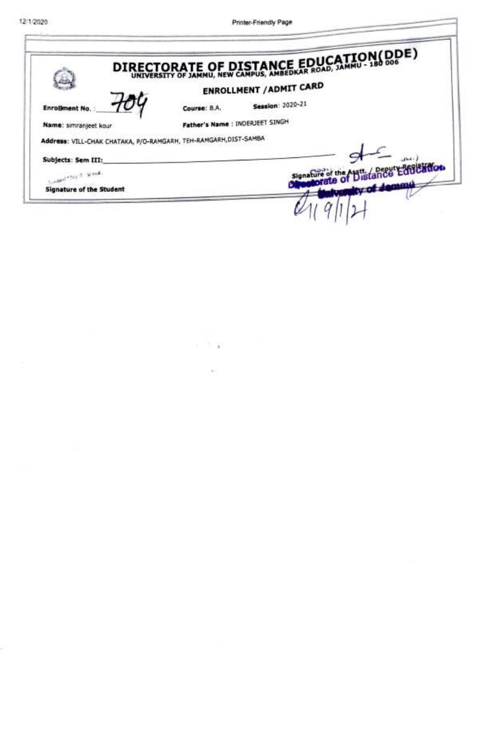# DIRECTORATE OF DISTANCE EDUCATION(DDE)

UNIVERSITY OF JAMMU, NEW CAMPUS, AMBEDKAR ROAD, JAMMU - 180 006

## ENROLLMENT / ADMIT CARD

**Enrollment No.** : 704 **Course**: B.A. **Session**: 2020-21

**Name**: simranjeet kour **Father's Name** : INDERJEET SINGH

**Address**: VILL-CHAK CHATAKA, P/O-RAMGARH, TEH-RAMGARH,DIST-SAMBA

**Subjects: Sem III:** \_\_\_\_\_\_\_\_\_\_\_\_\_\_\_\_

Simranjeet Kour

**Signature of the Student**

**Signature of the Asstt. / Deputy Registrar**

Directorate of Distance Education
University of Jammu

11/9/1/21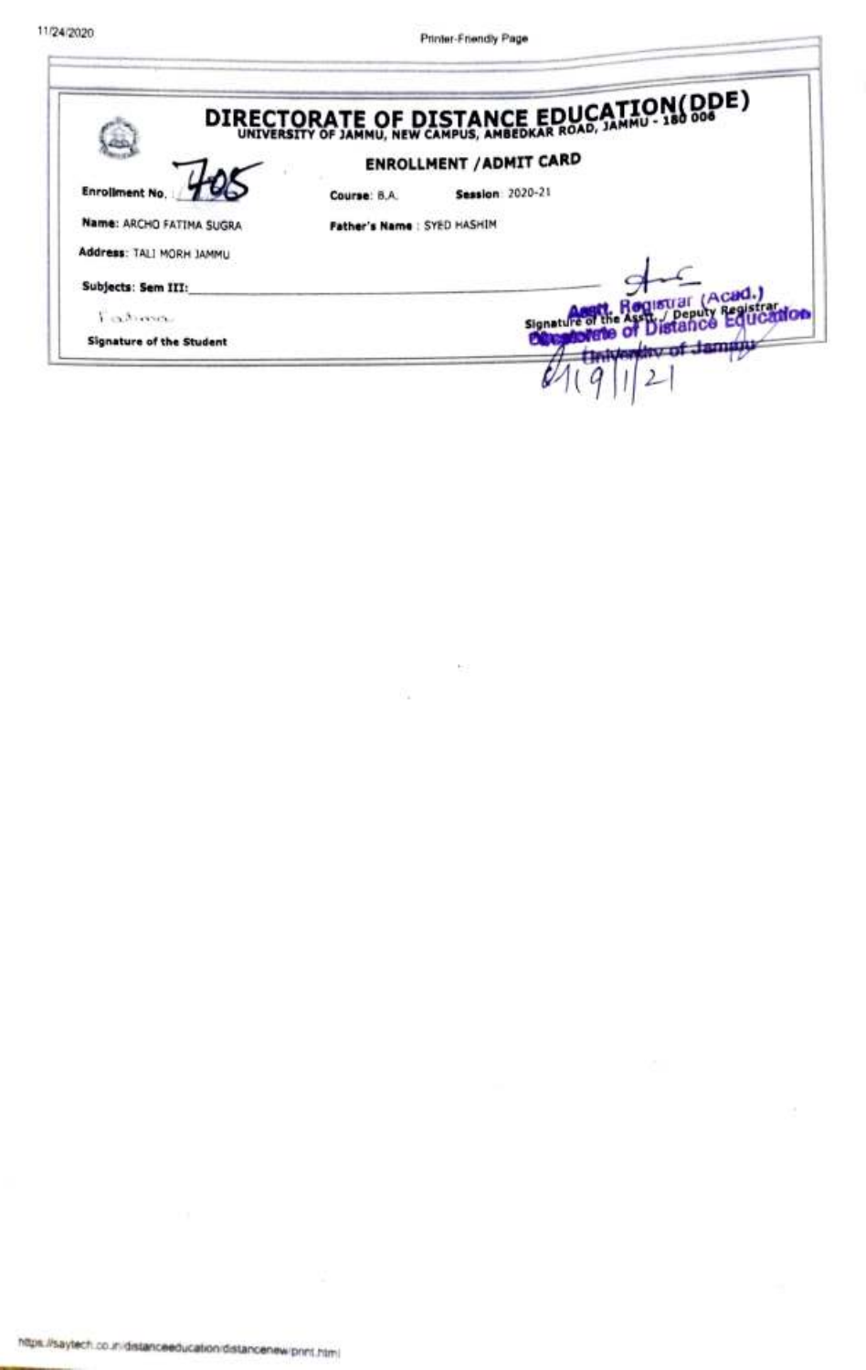# DIRECTORATE OF DISTANCE EDUCATION(DDE)

UNIVERSITY OF JAMMU, NEW CAMPUS, AMBEDKAR ROAD, JAMMU - 180 006

## ENROLLMENT / ADMIT CARD

**Enrollment No.** 705

**Course:** B.A.

**Session:** 2020-21

**Name:** ARCHO FATIMA SUGRA

**Father's Name:** SYED HASHIM

**Address:** TALI MORH JAMMU

**Subjects: Sem III:**

Fatima

**Signature of the Student**

Signature of the Asstt. / Deputy Registrar

Asstt. Registrar (Acad.)
Directorate of Distance Education
University of Jammu

4/9/1/21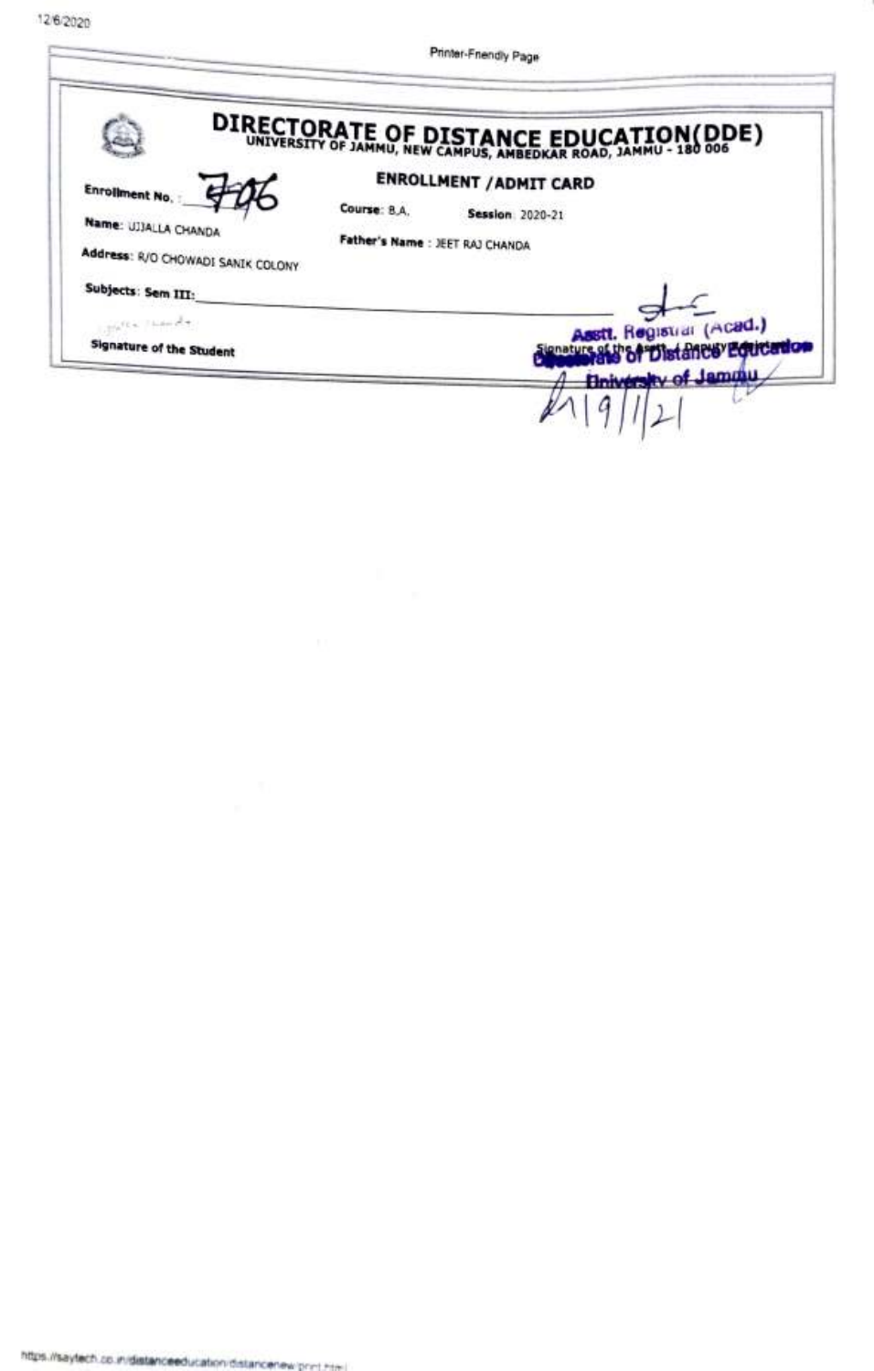# DIRECTORATE OF DISTANCE EDUCATION(DDE)

UNIVERSITY OF JAMMU, NEW CAMPUS, AMBEDKAR ROAD, JAMMU - 180 006

## ENROLLMENT / ADMIT CARD

**Enrollment No.** 706

**Course**: B.A. **Session**: 2020-21

**Name**: UJJALLA CHANDA

**Father's Name** : JEET RAJ CHANDA

**Address**: R/O CHOWADI SANIK COLONY

**Subjects**: Sem III: ______________________

**Signature of the Student**

**Signature of the Asstt. / Deputy Registrar**

Asstt. Registrar (Acad.)
Directorate of Distance Education
University of Jammu

19/1/21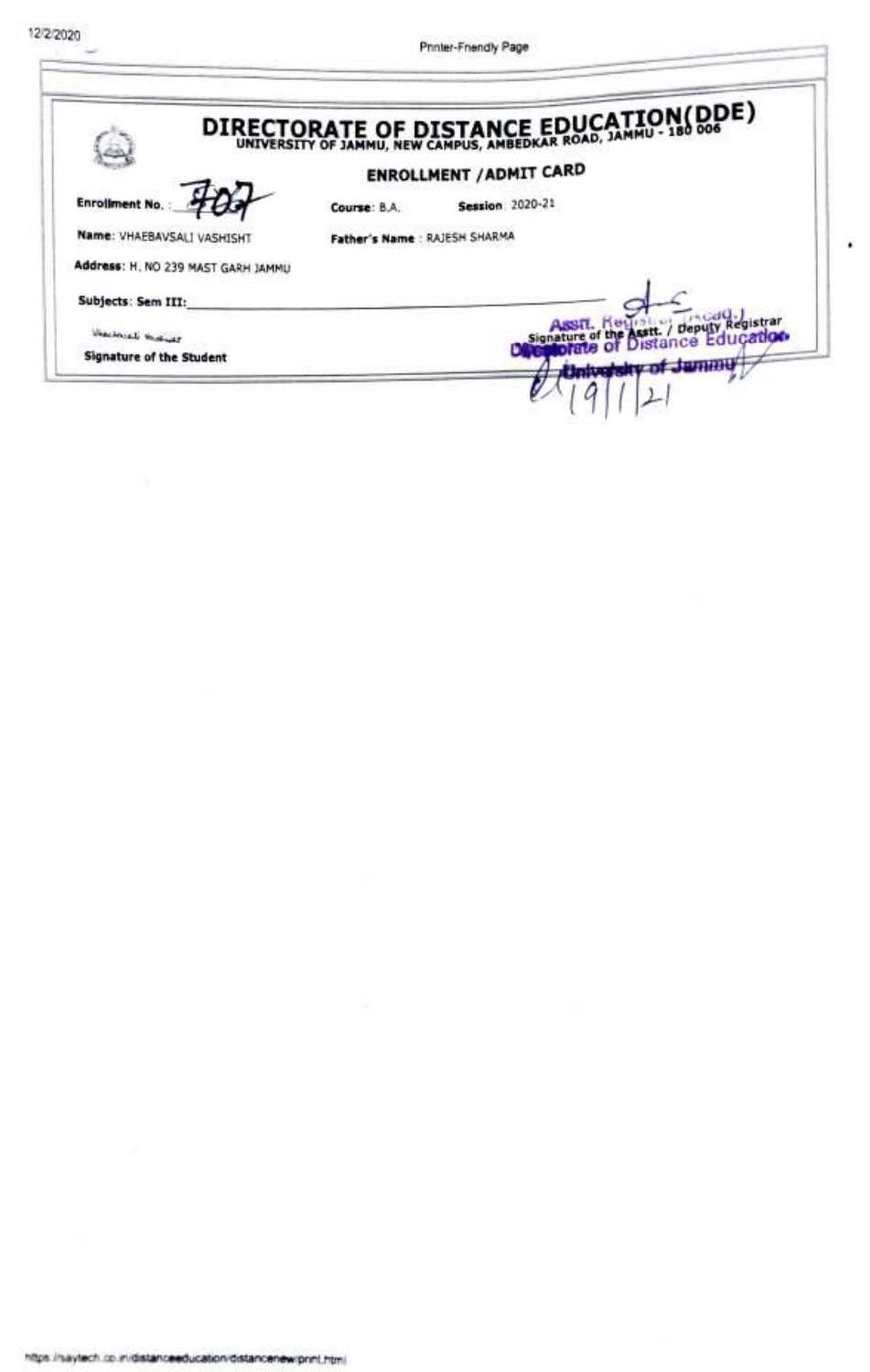# DIRECTORATE OF DISTANCE EDUCATION(DDE)

UNIVERSITY OF JAMMU, NEW CAMPUS, AMBEDKAR ROAD, JAMMU - 180 006

## ENROLLMENT / ADMIT CARD

**Enrollment No.** : 707

**Course**: B.A.

**Session**: 2020-21

**Name**: VHAEBAVSALI VASHISHT

**Father's Name** : RAJESH SHARMA

**Address**: H. NO 239 MAST GARH JAMMU

**Subjects**: **Sem III**: ______________________

**Signature of the Student**

**Signature of the Asstt. / Deputy Registrar**

Asstt. Registrar (Acad.)
Directorate of Distance Education
University of Jammu

19/1/21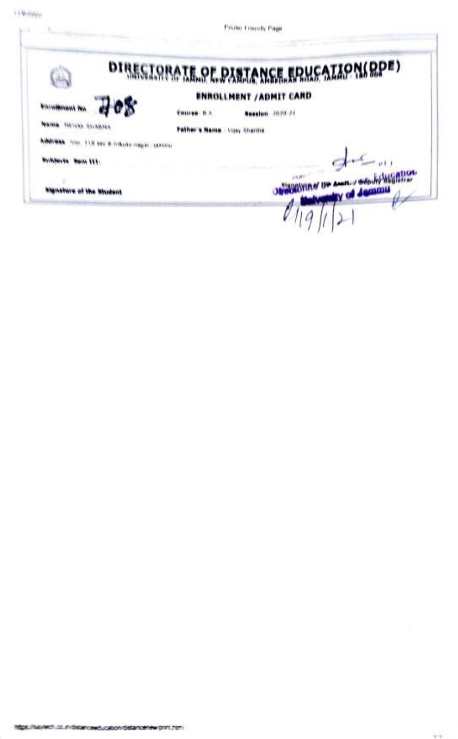# DIRECTORATE OF DISTANCE EDUCATION(DDE)

UNIVERSITY OF JAMMU, NEW CAMPUS, AMBEDKAR ROAD, JAMMU - 180 006

## ENROLLMENT /ADMIT CARD

**Enrollment No.** 708 **Course** B.A. **Session** 2020-21

**Name** NEHAN SHARMA **Father's Name** Vijay Sharma

**Address** H.no. 118 sec B trikuta nagar, jammu

**Syllabus Item III:**

**Signature of the Student**

Signature of DP Asstt./Deputy Registrar

Directorate of Distance Education, University of Jammu

19/1/21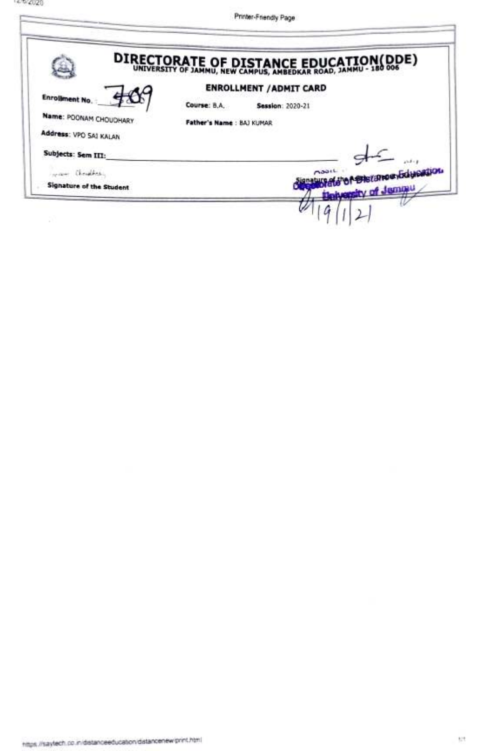# DIRECTORATE OF DISTANCE EDUCATION(DDE)

UNIVERSITY OF JAMMU, NEW CAMPUS, AMBEDKAR ROAD, JAMMU - 180 006

## ENROLLMENT /ADMIT CARD

**Enrollment No.** 789

**Course:** B.A. **Session:** 2020-21

**Name:** POONAM CHOUDHARY

**Father's Name** : BAJ KUMAR

**Address:** VPO SAI KALAN

**Subjects: Sem III:** ______________________________

Poonam Choudhary

**Signature of the Student**

Signature of the Asstt. Directorate of Distance Education, University of Jammu

19/1/21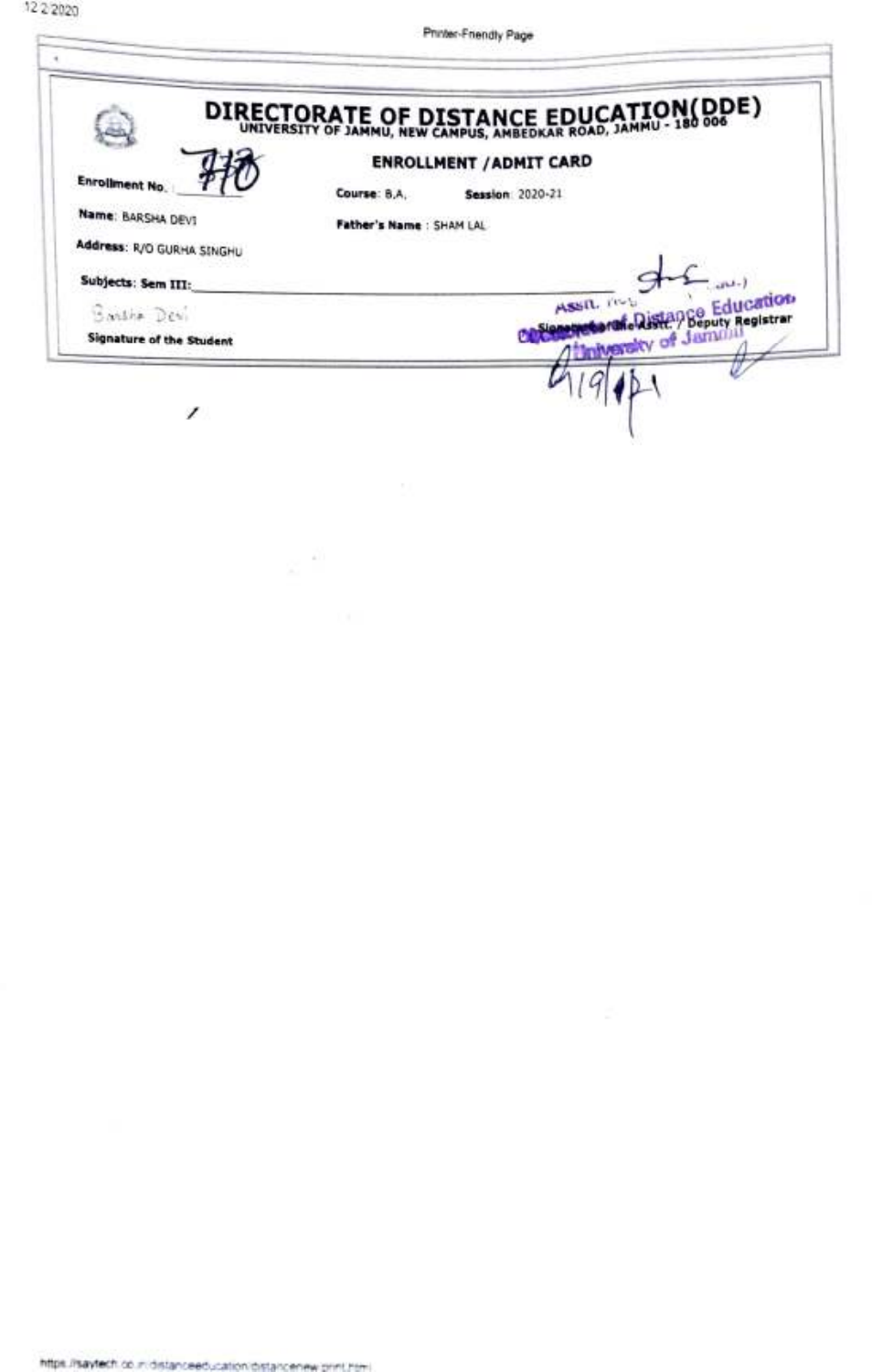# DIRECTORATE OF DISTANCE EDUCATION(DDE)

UNIVERSITY OF JAMMU, NEW CAMPUS, AMBEDKAR ROAD, JAMMU - 180 006

## ENROLLMENT /ADMIT CARD

**Enrollment No.** 770

**Course**: B.A. **Session**: 2020-21

**Name**: BARSHA DEVI

**Father's Name** : SHAM LAL

**Address**: R/O GURHA SINGHU

**Subjects: Sem III**: ____________________

Barsha Devi

**Signature of the Student**

Asstt. Registrar
Directorate of Distance Education
University of Jammu

**Signature of the Asstt. / Deputy Registrar**

4/9/21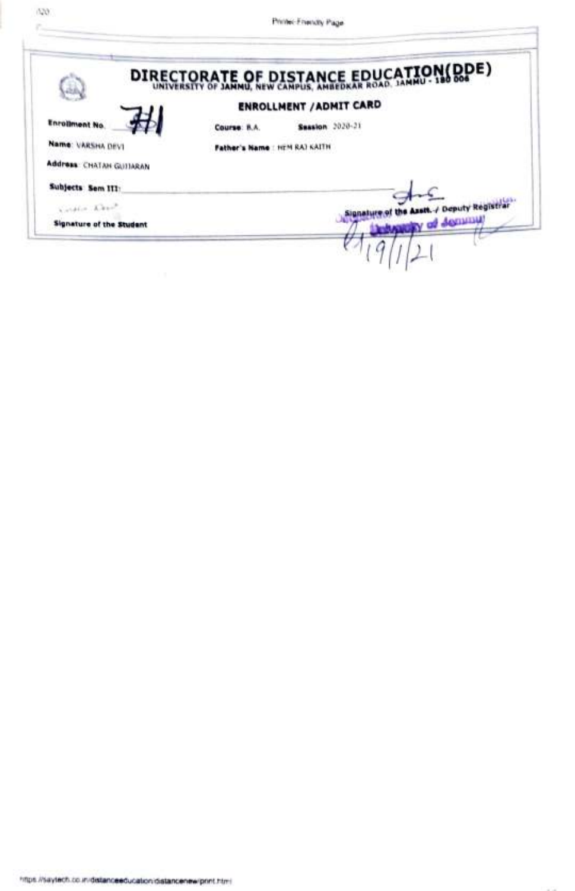# DIRECTORATE OF DISTANCE EDUCATION(DDE)

UNIVERSITY OF JAMMU, NEW CAMPUS, AMBEDKAR ROAD, JAMMU - 180 006

## ENROLLMENT /ADMIT CARD

**Enrollment No.** 711

**Course:** B.A. **Session:** 2020-21

**Name:** VARSHA DEVI

**Father's Name:** HEM RAJ KAITH

**Address:** CHATAH GUJJARAN

**Subjects Sem III:**

**Signature of the Student**

**Signature of the Asstt. / Deputy Registrar**
University of Jammu

19/1/21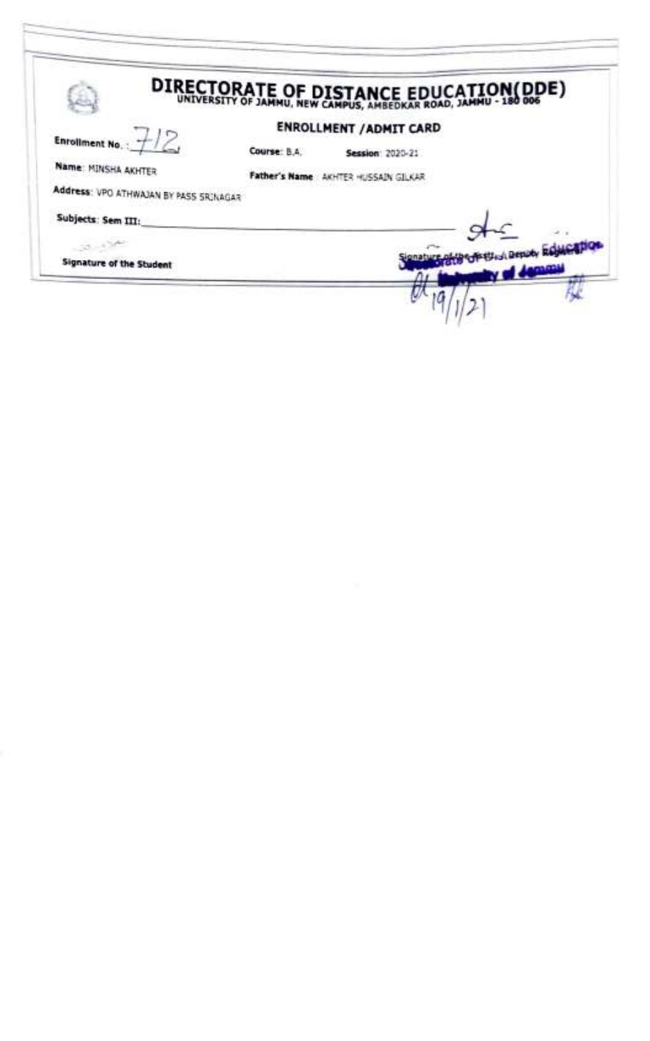# DIRECTORATE OF DISTANCE EDUCATION(DDE)

UNIVERSITY OF JAMMU, NEW CAMPUS, AMBEDKAR ROAD, JAMMU - 180 006

## ENROLLMENT /ADMIT CARD

**Enrollment No.** : 712

**Course**: B.A. **Session**: 2020-21

**Name**: MINSHA AKHTER

**Father's Name** : AKHTER HUSSAIN GILKAR

**Address**: VPO ATHWAJAN BY PASS SRINAGAR

**Subjects**: **Sem III**: \_\_\_\_\_\_\_\_\_\_\_\_\_\_\_\_\_\_\_\_

**Signature of the Student**

Signature of the Asstt./Deputy Registrar

Directorate of Distance Education
University of Jammu

19/1/21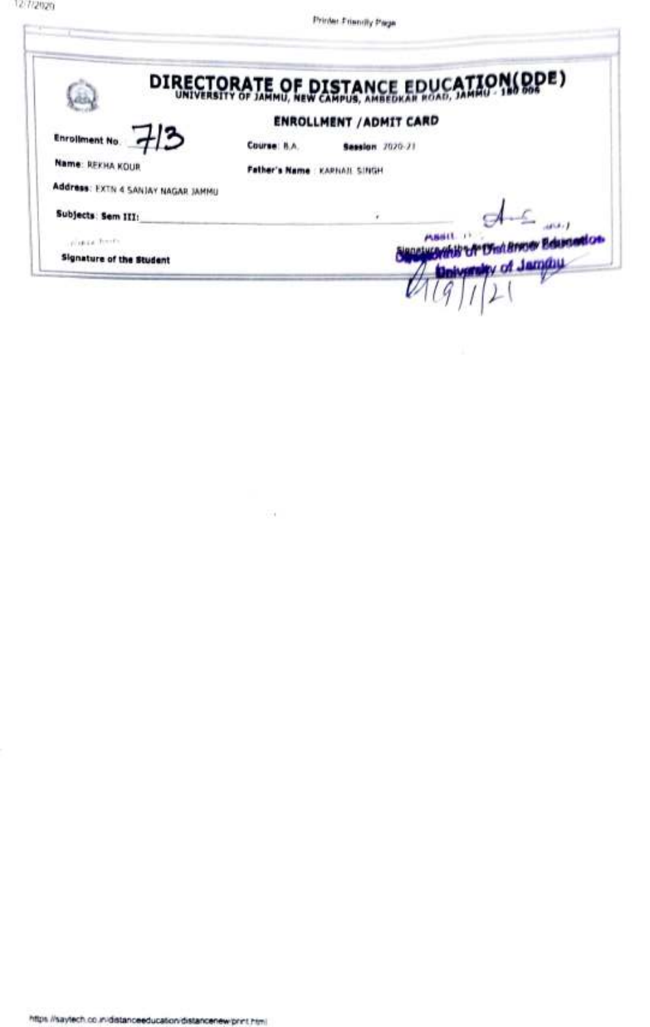# DIRECTORATE OF DISTANCE EDUCATION(DDE)

UNIVERSITY OF JAMMU, NEW CAMPUS, AMBEDKAR ROAD, JAMMU - 180 006

## ENROLLMENT /ADMIT CARD

**Enrollment No.** 713

**Course**: B.A. **Session**: 2020-21

**Name**: REKHA KOUR

**Father's Name**: KARNAIL SINGH

**Address**: EXTN 4 SANJAY NAGAR JAMMU

**Subjects**: **Sem III**:

**Signature of the Student**

Asstt. ... Directorate of Distance Education, University of Jammu

**Signature of the** ...

4/9/1/21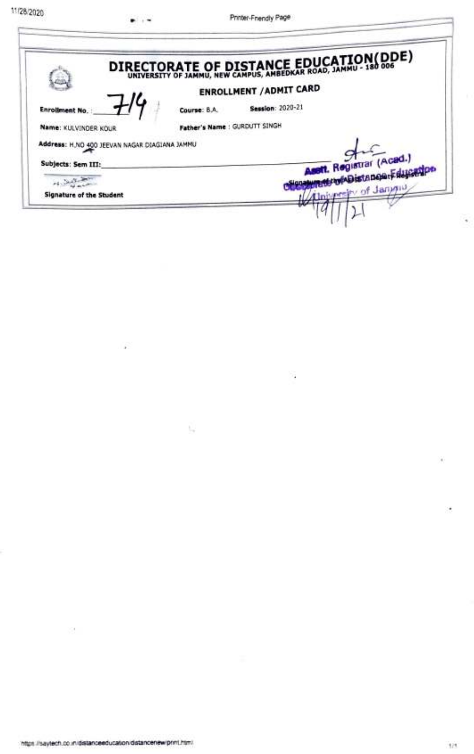# DIRECTORATE OF DISTANCE EDUCATION(DDE)

UNIVERSITY OF JAMMU, NEW CAMPUS, AMBEDKAR ROAD, JAMMU - 180 006

## ENROLLMENT /ADMIT CARD

**Enrollment No.** : 714  **Course**: B.A.  **Session**: 2020-21

**Name**: KULVINDER KOUR  **Father's Name** : GURDUTT SINGH

**Address**: H.NO 400 JEEVAN NAGAR DIAGIANA JAMMU

**Subjects: Sem III:** ______

**Signature of the Student**

Signature of the Asstt./Deputy Registrar

Asstt. Registrar (Acad.)
Directorate of Distance Education
University of Jammu
4/1/21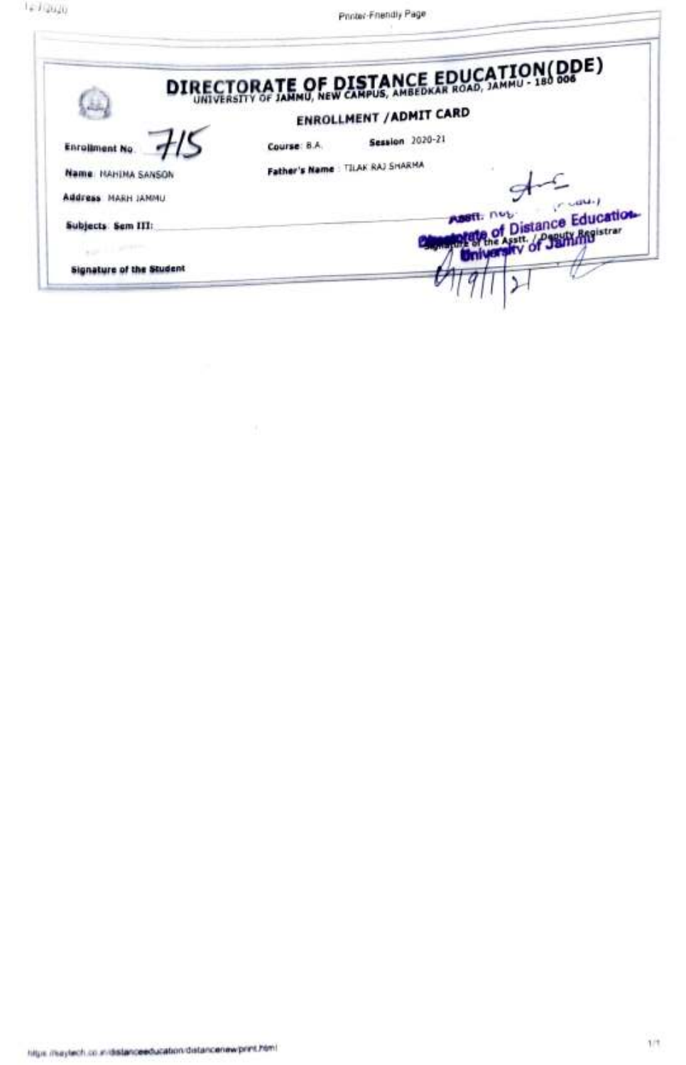# DIRECTORATE OF DISTANCE EDUCATION(DDE)

UNIVERSITY OF JAMMU, NEW CAMPUS, AMBEDKAR ROAD, JAMMU - 180 006

## ENROLLMENT /ADMIT CARD

**Enrollment No** 715 **Course**: B.A. **Session** 2020-21

**Name**: MAHIMA SANSON **Father's Name** : TILAK RAJ SHARMA

**Address**: MARH JAMMU

**Subjects Sem III**:

Asstt. Registrar (Acad.)
Directorate of Distance Education
University of Jammu

**Signature of the Student** Signature of the Asstt. / Deputy Registrar

4/9/1/21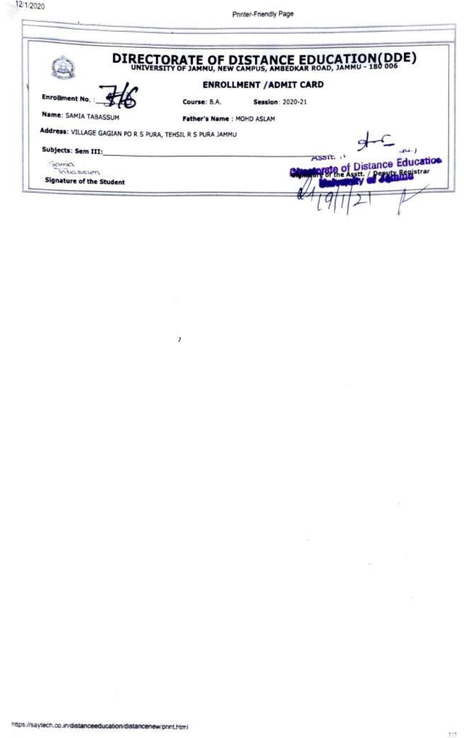# DIRECTORATE OF DISTANCE EDUCATION(DDE)

UNIVERSITY OF JAMMU, NEW CAMPUS, AMBEDKAR ROAD, JAMMU - 180 006

## ENROLLMENT /ADMIT CARD

**Enrollment No.** : 716

**Course**: B.A. **Session**: 2020-21

**Name**: SAMIA TABASSUM

**Father's Name** : MOHD ASLAM

**Address**: VILLAGE GAGIAN PO R S PURA, TEHSIL R S PURA JAMMU

**Subjects: Sem III:** ______

Samia Tabassum

**Signature of the Student**

Signature of the Asstt. / Deputy Registrar

Asstt. Registrar
Directorate of Distance Education
University of Jammu

19/1/21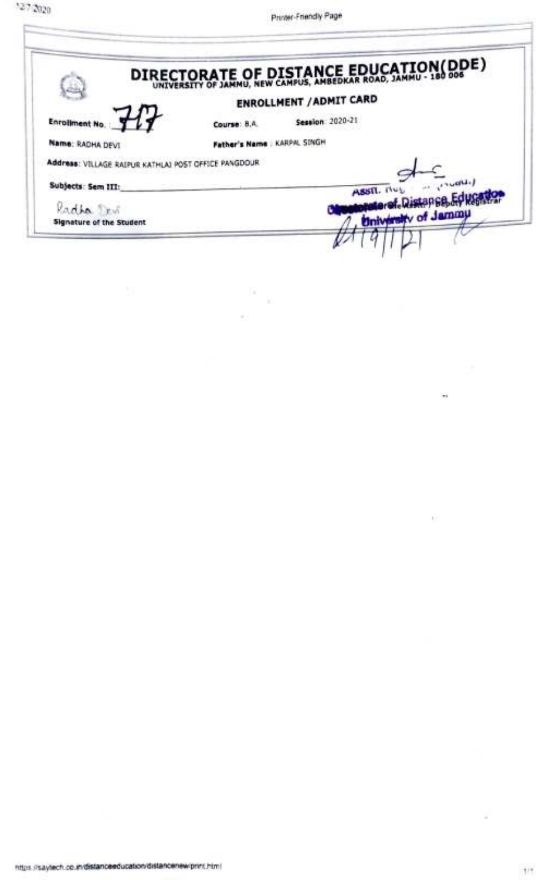# DIRECTORATE OF DISTANCE EDUCATION(DDE)

UNIVERSITY OF JAMMU, NEW CAMPUS, AMBEDKAR ROAD, JAMMU - 180 006

## ENROLLMENT / ADMIT CARD

**Enrollment No.** : 717 **Course**: B.A. **Session**: 2020-21

**Name**: RADHA DEVI **Father's Name** : KARPAL SINGH

**Address**: VILLAGE RAIPUR KATHLAI POST OFFICE PANGDOUR

**Subjects**: **Sem III**:

Radha Devi

**Signature of the Student**

Asstt. Registrar

Directorate of Distance Education

University of Jammu

21/9/21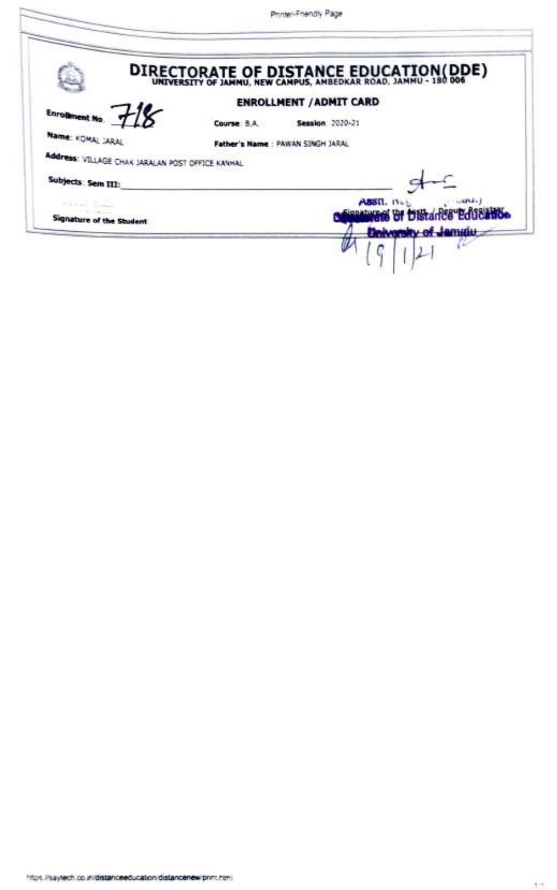# DIRECTORATE OF DISTANCE EDUCATION(DDE)

UNIVERSITY OF JAMMU, NEW CAMPUS, AMBEDKAR ROAD, JAMMU - 180 006

## ENROLLMENT / ADMIT CARD

**Enrollment No.** 718 **Course**: B.A. **Session**: 2020-21

**Name**: KOMAL JARAL **Father's Name**: PAWAN SINGH JARAL

**Address**: VILLAGE CHAK JARALAN POST OFFICE KANHAL

**Subjects**: **Sem III**: ______________________________

**Signature of the Student**

Signature of the Asstt. / Deputy Registrar

Asstt. Reg... (...)

Directorate of Distance Education

University of Jammu

19/1/21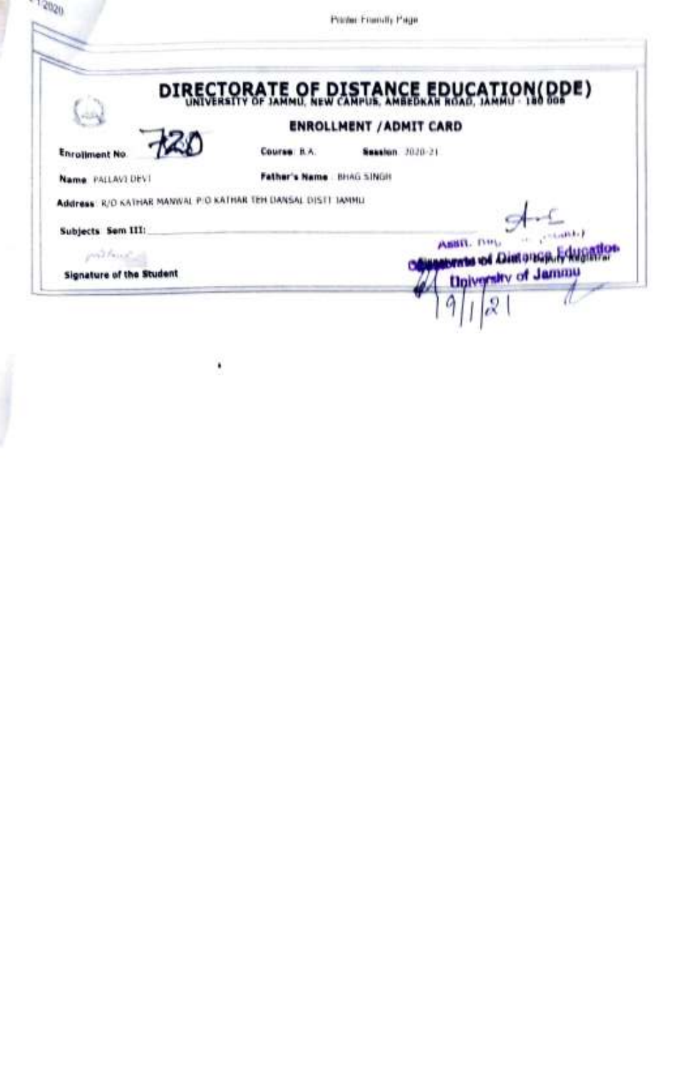# DIRECTORATE OF DISTANCE EDUCATION(DDE)

UNIVERSITY OF JAMMU, NEW CAMPUS, AMBEDKAR ROAD, JAMMU - 180 006

## ENROLLMENT / ADMIT CARD

**Enrollment No** 720 **Course** B.A. **Session** 2020-21

**Name** PALLAVI DEVI **Father's Name** BHAG SINGH

**Address** R/O KATHAR MANWAL P/O KATHAR TEH DANSAL DISTT JAMMU

**Subjects Sem III:**

**Signature of the Student**

Asstt. Registrar
Directorate of Distance Education
University of Jammu

19/1/21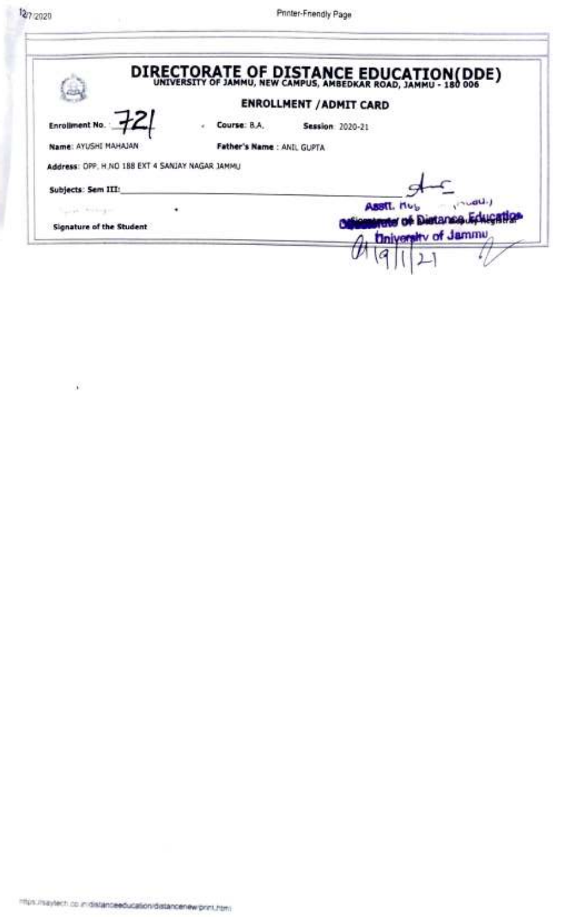# DIRECTORATE OF DISTANCE EDUCATION(DDE)

UNIVERSITY OF JAMMU, NEW CAMPUS, AMBEDKAR ROAD, JAMMU - 180 006

## ENROLLMENT /ADMIT CARD

**Enrollment No.** 721 **Course:** B.A. **Session:** 2020-21

**Name:** AYUSHI MAHAJAN **Father's Name:** ANIL GUPTA

**Address:** OPP. H.NO 188 EXT 4 SANJAY NAGAR JAMMU

**Subjects: Sem III:**

**Signature of the Student**

Asstt. Reg. (Acad.)
Directorate of Distance Education
University of Jammu
01/9/1/21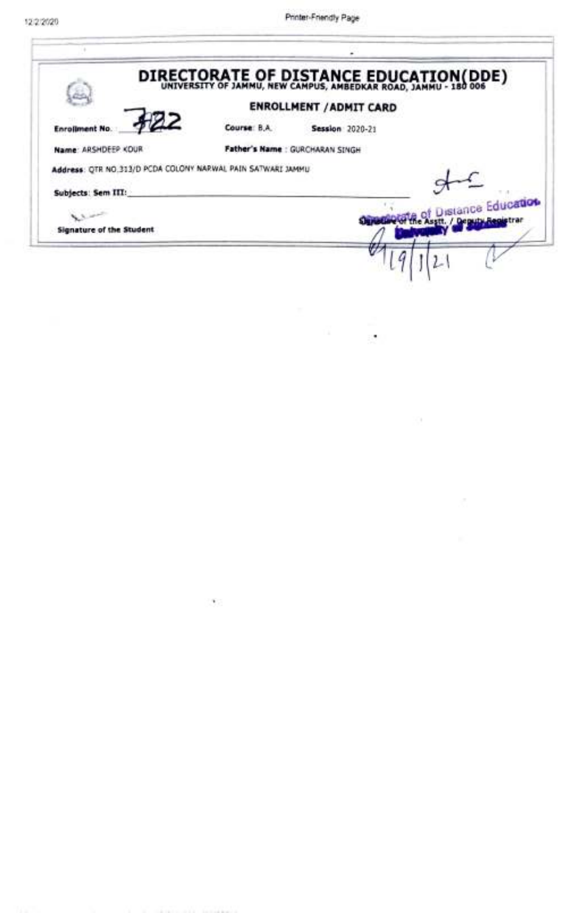# DIRECTORATE OF DISTANCE EDUCATION(DDE)

UNIVERSITY OF JAMMU, NEW CAMPUS, AMBEDKAR ROAD, JAMMU - 180 006

## ENROLLMENT / ADMIT CARD

**Enrollment No.** 722 **Course:** B.A. **Session:** 2020-21

**Name:** ARSHDEEP KOUR **Father's Name:** GURCHARAN SINGH

**Address:** QTR NO.313/D PCDA COLONY NARWAL PAIN SATWARI JAMMU

**Subjects: Sem III:** ______________________________

**Signature of the Student**

Directorate of Distance Education
Signature of the Asstt. / Deputy Registrar
University of Jammu

19/1/21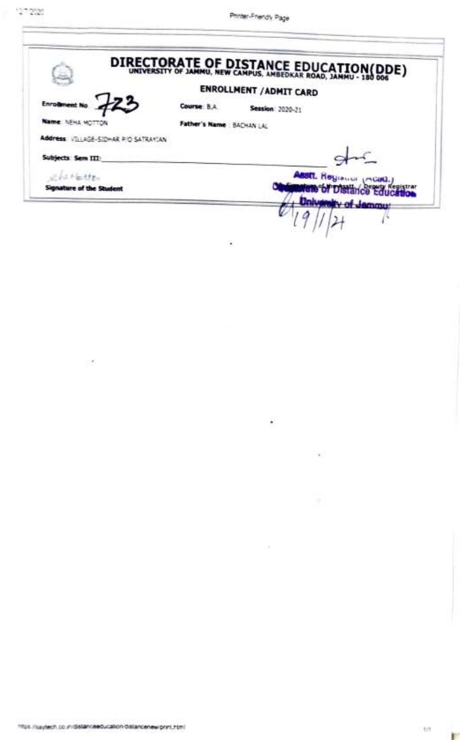# DIRECTORATE OF DISTANCE EDUCATION(DDE)

UNIVERSITY OF JAMMU, NEW CAMPUS, AMBEDKAR ROAD, JAMMU - 180 006

## ENROLLMENT /ADMIT CARD

**Enrollment No** 723 **Course**: B.A. **Session**: 2020-21

**Name**: NEHA MOTTON **Father's Name**: BACHAN LAL

**Address**: VILLAGE-SIDHAR P/O SATRAYIAN

**Subjects**: **Sem III**:

Neha Motton

**Signature of the Student**

Signature of the Asstt. / Deputy Registrar

Asstt. Registrar (Acad.)
Directorate of Distance Education
University of Jammu
19/1/21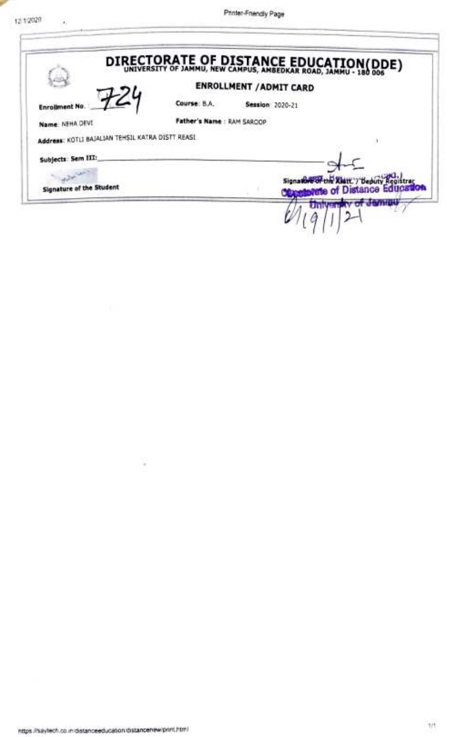# DIRECTORATE OF DISTANCE EDUCATION(DDE)

UNIVERSITY OF JAMMU, NEW CAMPUS, AMBEDKAR ROAD, JAMMU - 180 006

## ENROLLMENT / ADMIT CARD

**Enrollment No.** 724 **Course**: B.A. **Session**: 2020-21

**Name**: NEHA DEVI **Father's Name**: RAM SAROOP

**Address**: KOTLI BAJALIAN TEHSIL KATRA DISTT REASI

**Subjects**: **Sem III**: ____________________

**Signature of the Student**

**Signature of the Asstt. / Deputy Registrar**

Directorate of Distance Education
University of Jammu

11/9/1/21